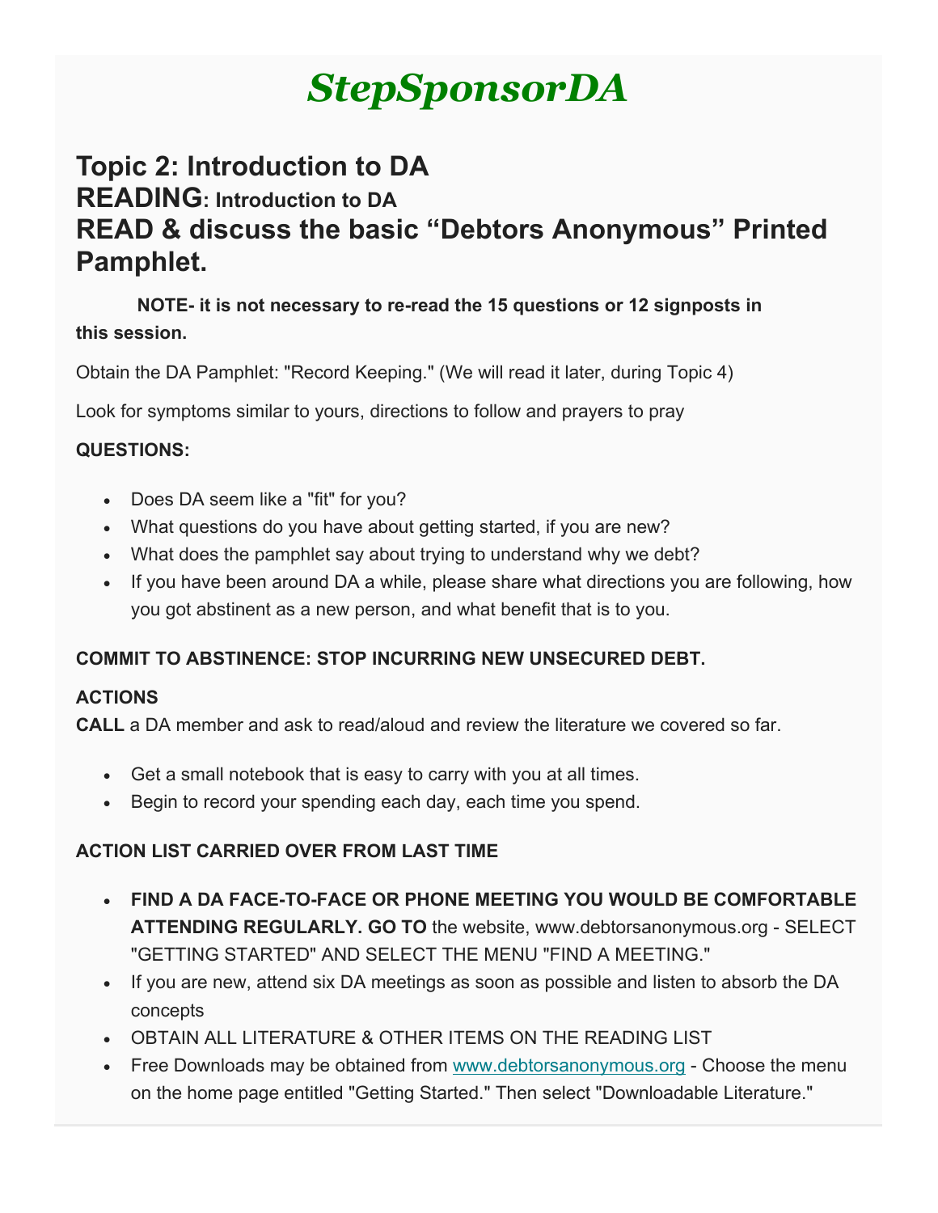# *StepSponsorDA*

## Topic 2: Introduction to DA
## READING: Introduction to DA
## READ & discuss the basic "Debtors Anonymous" Printed Pamphlet.

**NOTE- it is not necessary to re-read the 15 questions or 12 signposts in this session.**

Obtain the DA Pamphlet: "Record Keeping." (We will read it later, during Topic 4)

Look for symptoms similar to yours, directions to follow and prayers to pray

**QUESTIONS:**

- Does DA seem like a "fit" for you?
- What questions do you have about getting started, if you are new?
- What does the pamphlet say about trying to understand why we debt?
- If you have been around DA a while, please share what directions you are following, how you got abstinent as a new person, and what benefit that is to you.

**COMMIT TO ABSTINENCE: STOP INCURRING NEW UNSECURED DEBT.**

**ACTIONS**
**CALL** a DA member and ask to read/aloud and review the literature we covered so far.

- Get a small notebook that is easy to carry with you at all times.
- Begin to record your spending each day, each time you spend.

**ACTION LIST CARRIED OVER FROM LAST TIME**

- **FIND A DA FACE-TO-FACE OR PHONE MEETING YOU WOULD BE COMFORTABLE ATTENDING REGULARLY. GO TO** the website, www.debtorsanonymous.org - SELECT "GETTING STARTED" AND SELECT THE MENU "FIND A MEETING."
- If you are new, attend six DA meetings as soon as possible and listen to absorb the DA concepts
- OBTAIN ALL LITERATURE & OTHER ITEMS ON THE READING LIST
- Free Downloads may be obtained from www.debtorsanonymous.org - Choose the menu on the home page entitled "Getting Started." Then select "Downloadable Literature."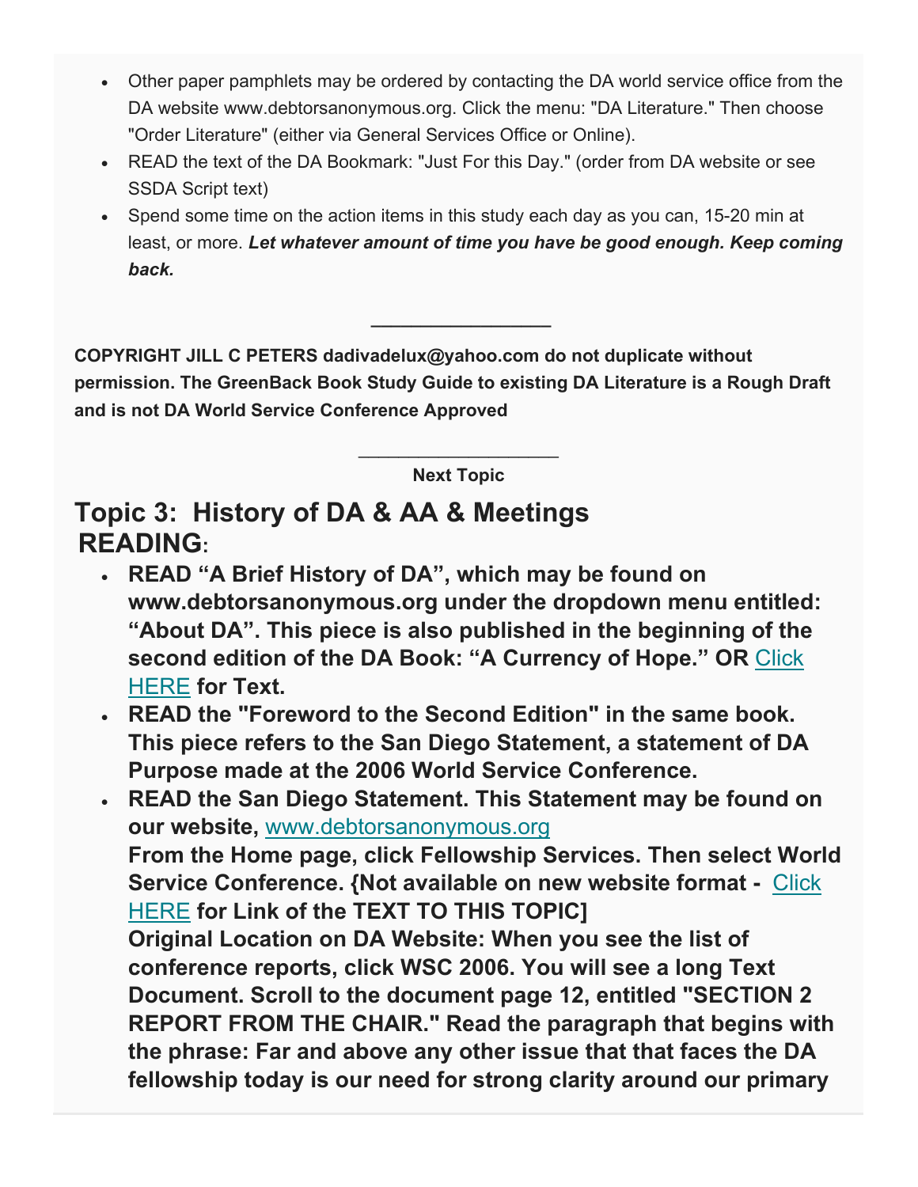- Other paper pamphlets may be ordered by contacting the DA world service office from the DA website www.debtorsanonymous.org. Click the menu: "DA Literature." Then choose "Order Literature" (either via General Services Office or Online).
- READ the text of the DA Bookmark: "Just For this Day." (order from DA website or see SSDA Script text)
- Spend some time on the action items in this study each day as you can, 15-20 min at least, or more. ***Let whatever amount of time you have be good enough. Keep coming back.***

---

**COPYRIGHT JILL C PETERS dadivadelux@yahoo.com do not duplicate without permission. The GreenBack Book Study Guide to existing DA Literature is a Rough Draft and is not DA World Service Conference Approved**

---

**Next Topic**

# Topic 3: History of DA & AA & Meetings

## READING:

- **READ "A Brief History of DA", which may be found on www.debtorsanonymous.org under the dropdown menu entitled: "About DA". This piece is also published in the beginning of the second edition of the DA Book: "A Currency of Hope." OR** Click HERE **for Text.**
- **READ the "Foreword to the Second Edition" in the same book. This piece refers to the San Diego Statement, a statement of DA Purpose made at the 2006 World Service Conference.**
- **READ the San Diego Statement. This Statement may be found on our website,** www.debtorsanonymous.org
  **From the Home page, click Fellowship Services. Then select World Service Conference. {Not available on new website format -** Click HERE **for Link of the TEXT TO THIS TOPIC]**
  **Original Location on DA Website: When you see the list of conference reports, click WSC 2006. You will see a long Text Document. Scroll to the document page 12, entitled "SECTION 2 REPORT FROM THE CHAIR." Read the paragraph that begins with the phrase: Far and above any other issue that that faces the DA fellowship today is our need for strong clarity around our primary**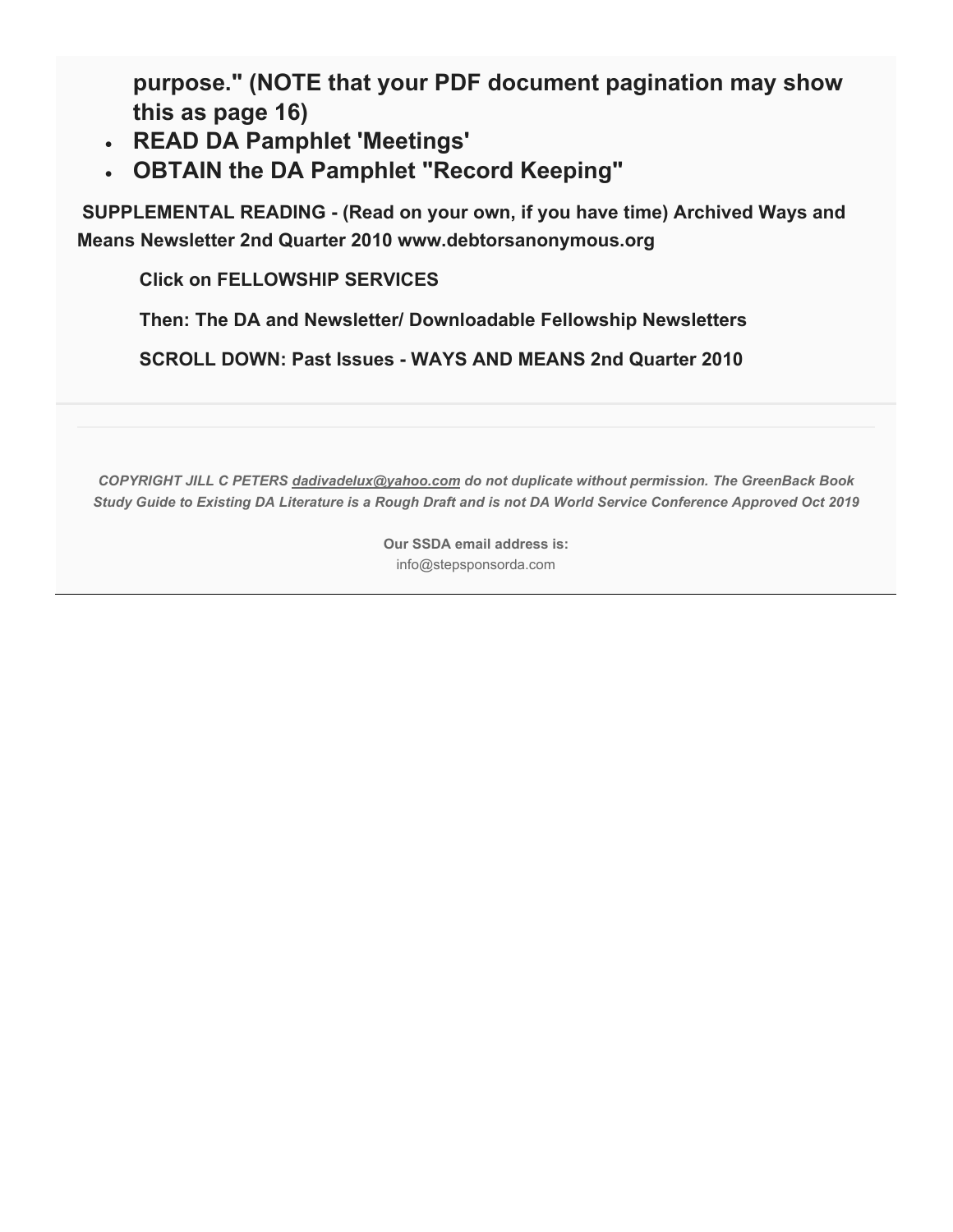**purpose." (NOTE that your PDF document pagination may show this as page 16)**

- **READ DA Pamphlet 'Meetings'**
- **OBTAIN the DA Pamphlet "Record Keeping"**

**SUPPLEMENTAL READING - (Read on your own, if you have time) Archived Ways and Means Newsletter 2nd Quarter 2010 www.debtorsanonymous.org**

**Click on FELLOWSHIP SERVICES**

**Then: The DA and Newsletter/ Downloadable Fellowship Newsletters**

**SCROLL DOWN: Past Issues - WAYS AND MEANS 2nd Quarter 2010**

---

***COPYRIGHT JILL C PETERS dadivadelux@yahoo.com do not duplicate without permission. The GreenBack Book Study Guide to Existing DA Literature is a Rough Draft and is not DA World Service Conference Approved Oct 2019***

**Our SSDA email address is:**
info@stepsponsorda.com